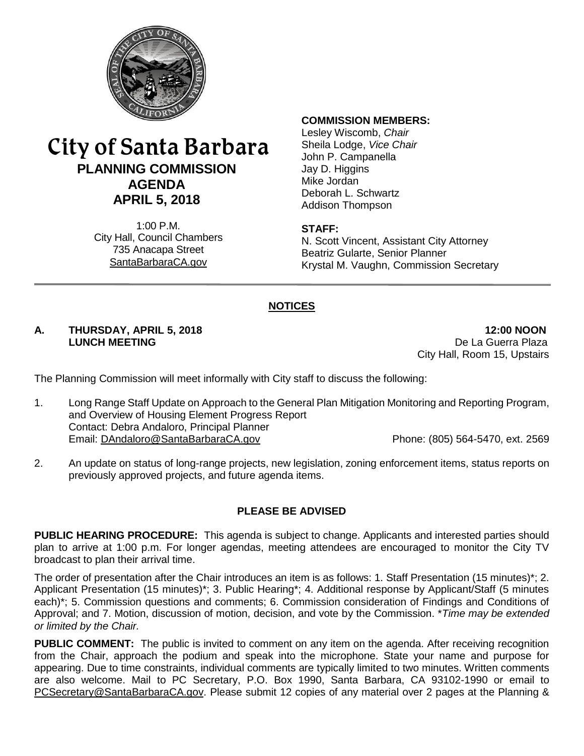# City of Santa Barbara

## PLANNING COMMISSION AGENDA

## APRIL 5, 2018

1:00 P.M.
City Hall, Council Chambers
735 Anacapa Street
SantaBarbaraCA.gov

**COMMISSION MEMBERS:**
Lesley Wiscomb, *Chair*
Sheila Lodge, *Vice Chair*
John P. Campanella
Jay D. Higgins
Mike Jordan
Deborah L. Schwartz
Addison Thompson

**STAFF:**
N. Scott Vincent, Assistant City Attorney
Beatriz Gularte, Senior Planner
Krystal M. Vaughn, Commission Secretary

## NOTICES

**A. THURSDAY, APRIL 5, 2018 — 12:00 NOON**
**LUNCH MEETING**
De La Guerra Plaza
City Hall, Room 15, Upstairs

The Planning Commission will meet informally with City staff to discuss the following:

1. Long Range Staff Update on Approach to the General Plan Mitigation Monitoring and Reporting Program, and Overview of Housing Element Progress Report
   Contact: Debra Andaloro, Principal Planner
   Email: DAndaloro@SantaBarbaraCA.gov Phone: (805) 564-5470, ext. 2569

2. An update on status of long-range projects, new legislation, zoning enforcement items, status reports on previously approved projects, and future agenda items.

## PLEASE BE ADVISED

**PUBLIC HEARING PROCEDURE:** This agenda is subject to change. Applicants and interested parties should plan to arrive at 1:00 p.m. For longer agendas, meeting attendees are encouraged to monitor the City TV broadcast to plan their arrival time.

The order of presentation after the Chair introduces an item is as follows: 1. Staff Presentation (15 minutes)*; 2. Applicant Presentation (15 minutes)*; 3. Public Hearing*; 4. Additional response by Applicant/Staff (5 minutes each)*; 5. Commission questions and comments; 6. Commission consideration of Findings and Conditions of Approval; and 7. Motion, discussion of motion, decision, and vote by the Commission. **Time may be extended or limited by the Chair.*

**PUBLIC COMMENT:** The public is invited to comment on any item on the agenda. After receiving recognition from the Chair, approach the podium and speak into the microphone. State your name and purpose for appearing. Due to time constraints, individual comments are typically limited to two minutes. Written comments are also welcome. Mail to PC Secretary, P.O. Box 1990, Santa Barbara, CA 93102-1990 or email to PCSecretary@SantaBarbaraCA.gov. Please submit 12 copies of any material over 2 pages at the Planning &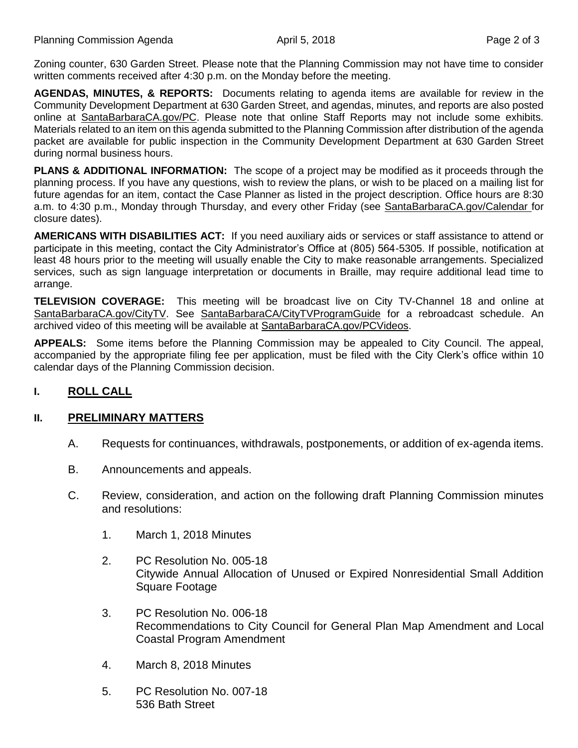Zoning counter, 630 Garden Street. Please note that the Planning Commission may not have time to consider written comments received after 4:30 p.m. on the Monday before the meeting.

**AGENDAS, MINUTES, & REPORTS:** Documents relating to agenda items are available for review in the Community Development Department at 630 Garden Street, and agendas, minutes, and reports are also posted online at SantaBarbaraCA.gov/PC. Please note that online Staff Reports may not include some exhibits. Materials related to an item on this agenda submitted to the Planning Commission after distribution of the agenda packet are available for public inspection in the Community Development Department at 630 Garden Street during normal business hours.

**PLANS & ADDITIONAL INFORMATION:** The scope of a project may be modified as it proceeds through the planning process. If you have any questions, wish to review the plans, or wish to be placed on a mailing list for future agendas for an item, contact the Case Planner as listed in the project description. Office hours are 8:30 a.m. to 4:30 p.m., Monday through Thursday, and every other Friday (see SantaBarbaraCA.gov/Calendar for closure dates).

**AMERICANS WITH DISABILITIES ACT:** If you need auxiliary aids or services or staff assistance to attend or participate in this meeting, contact the City Administrator's Office at (805) 564-5305. If possible, notification at least 48 hours prior to the meeting will usually enable the City to make reasonable arrangements. Specialized services, such as sign language interpretation or documents in Braille, may require additional lead time to arrange.

**TELEVISION COVERAGE:** This meeting will be broadcast live on City TV-Channel 18 and online at SantaBarbaraCA.gov/CityTV. See SantaBarbaraCA/CityTVProgramGuide for a rebroadcast schedule. An archived video of this meeting will be available at SantaBarbaraCA.gov/PCVideos.

**APPEALS:** Some items before the Planning Commission may be appealed to City Council. The appeal, accompanied by the appropriate filing fee per application, must be filed with the City Clerk's office within 10 calendar days of the Planning Commission decision.

## I. ROLL CALL

## II. PRELIMINARY MATTERS

A. Requests for continuances, withdrawals, postponements, or addition of ex-agenda items.

B. Announcements and appeals.

C. Review, consideration, and action on the following draft Planning Commission minutes and resolutions:

1. March 1, 2018 Minutes

2. PC Resolution No. 005-18
   Citywide Annual Allocation of Unused or Expired Nonresidential Small Addition Square Footage

3. PC Resolution No. 006-18
   Recommendations to City Council for General Plan Map Amendment and Local Coastal Program Amendment

4. March 8, 2018 Minutes

5. PC Resolution No. 007-18
   536 Bath Street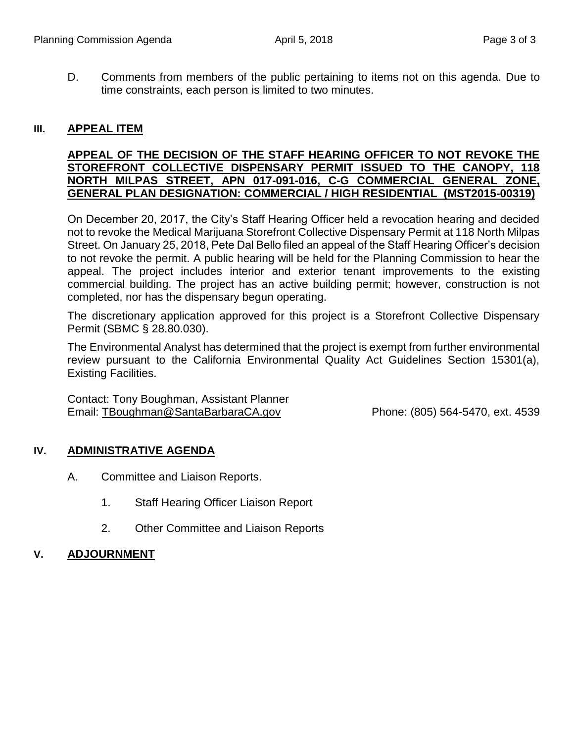D. Comments from members of the public pertaining to items not on this agenda. Due to time constraints, each person is limited to two minutes.

## III. APPEAL ITEM

**APPEAL OF THE DECISION OF THE STAFF HEARING OFFICER TO NOT REVOKE THE STOREFRONT COLLECTIVE DISPENSARY PERMIT ISSUED TO THE CANOPY, 118 NORTH MILPAS STREET, APN 017-091-016, C-G COMMERCIAL GENERAL ZONE, GENERAL PLAN DESIGNATION: COMMERCIAL / HIGH RESIDENTIAL (MST2015-00319)**

On December 20, 2017, the City's Staff Hearing Officer held a revocation hearing and decided not to revoke the Medical Marijuana Storefront Collective Dispensary Permit at 118 North Milpas Street. On January 25, 2018, Pete Dal Bello filed an appeal of the Staff Hearing Officer's decision to not revoke the permit. A public hearing will be held for the Planning Commission to hear the appeal. The project includes interior and exterior tenant improvements to the existing commercial building. The project has an active building permit; however, construction is not completed, nor has the dispensary begun operating.

The discretionary application approved for this project is a Storefront Collective Dispensary Permit (SBMC § 28.80.030).

The Environmental Analyst has determined that the project is exempt from further environmental review pursuant to the California Environmental Quality Act Guidelines Section 15301(a), Existing Facilities.

Contact: Tony Boughman, Assistant Planner
Email: TBoughman@SantaBarbaraCA.gov Phone: (805) 564-5470, ext. 4539

## IV. ADMINISTRATIVE AGENDA

A. Committee and Liaison Reports.

1. Staff Hearing Officer Liaison Report
2. Other Committee and Liaison Reports

## V. ADJOURNMENT